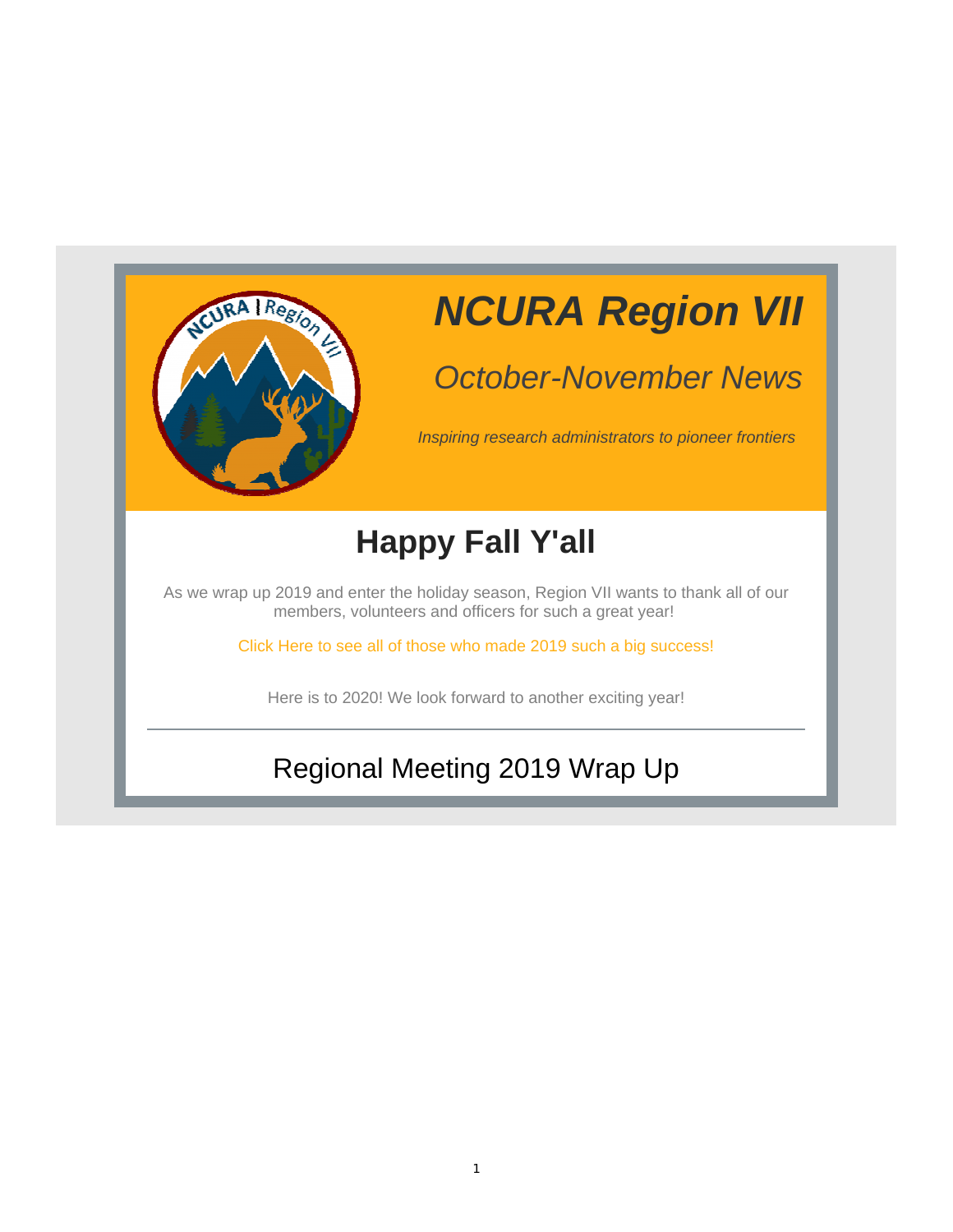# *NCURA Region VII*

## *October-November News*

*Inspiring research administrators to pioneer frontiers*

## Happy Fall Y'all

As we wrap up 2019 and enter the holiday season, Region VII wants to thank all of our members, volunteers and officers for such a great year!

Click Here to see all of those who made 2019 such a big success!

Here is to 2020! We look forward to another exciting year!

---

## Regional Meeting 2019 Wrap Up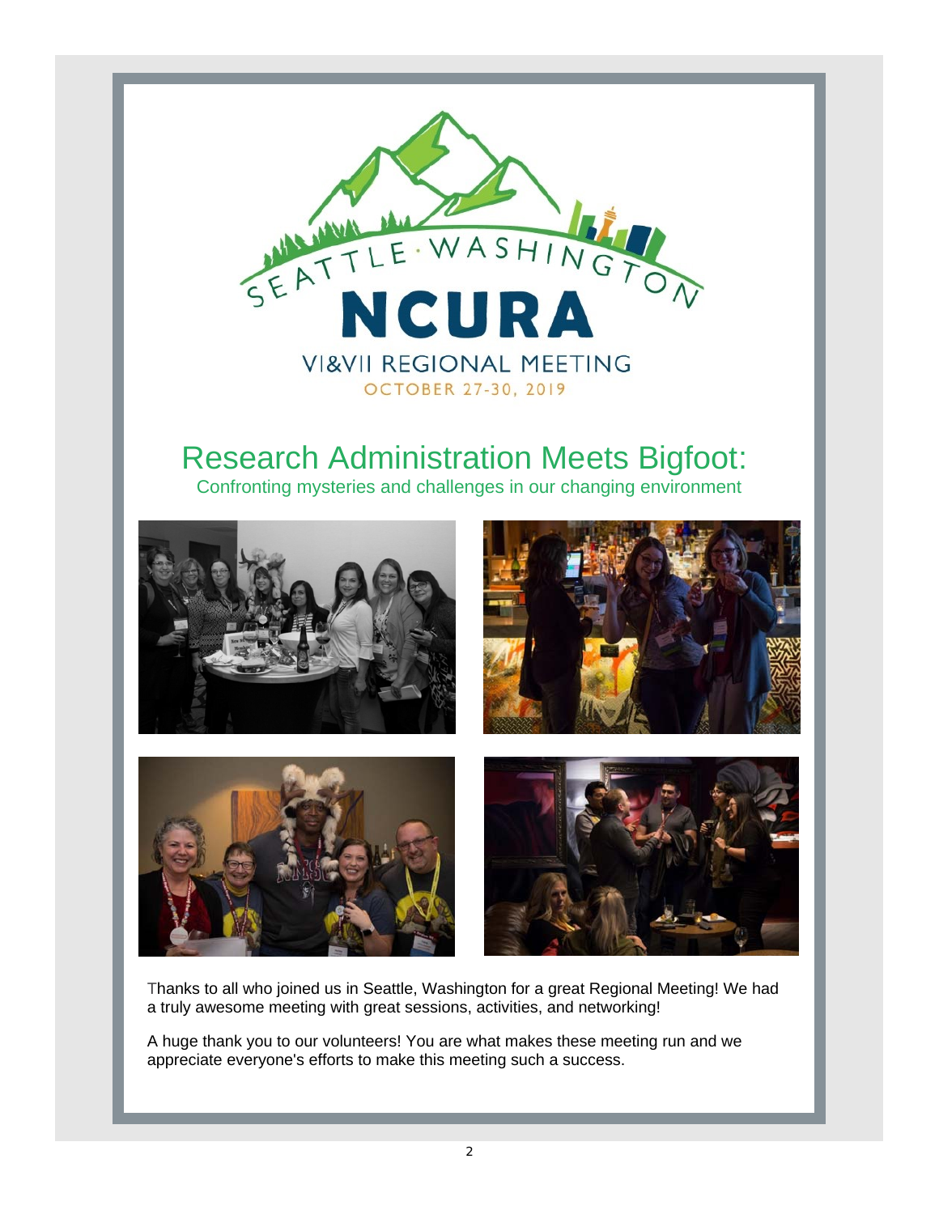SEATTLE · WASHINGTON

NCURA

VI&VII REGIONAL MEETING

OCTOBER 27-30, 2019

## Research Administration Meets Bigfoot:

Confronting mysteries and challenges in our changing environment

Thanks to all who joined us in Seattle, Washington for a great Regional Meeting! We had a truly awesome meeting with great sessions, activities, and networking!

A huge thank you to our volunteers! You are what makes these meeting run and we appreciate everyone's efforts to make this meeting such a success.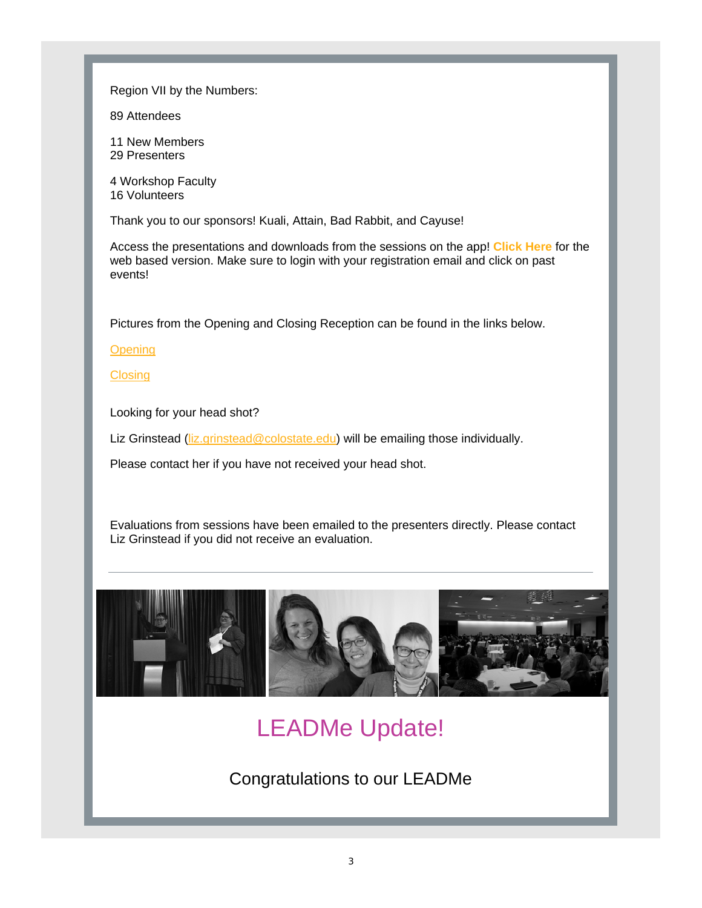Region VII by the Numbers:

89 Attendees

11 New Members
29 Presenters

4 Workshop Faculty
16 Volunteers

Thank you to our sponsors! Kuali, Attain, Bad Rabbit, and Cayuse!

Access the presentations and downloads from the sessions on the app! **Click Here** for the web based version. Make sure to login with your registration email and click on past events!

Pictures from the Opening and Closing Reception can be found in the links below.

Opening

Closing

Looking for your head shot?

Liz Grinstead (liz.grinstead@colostate.edu) will be emailing those individually.

Please contact her if you have not received your head shot.

Evaluations from sessions have been emailed to the presenters directly. Please contact Liz Grinstead if you did not receive an evaluation.

---

# LEADMe Update!

## Congratulations to our LEADMe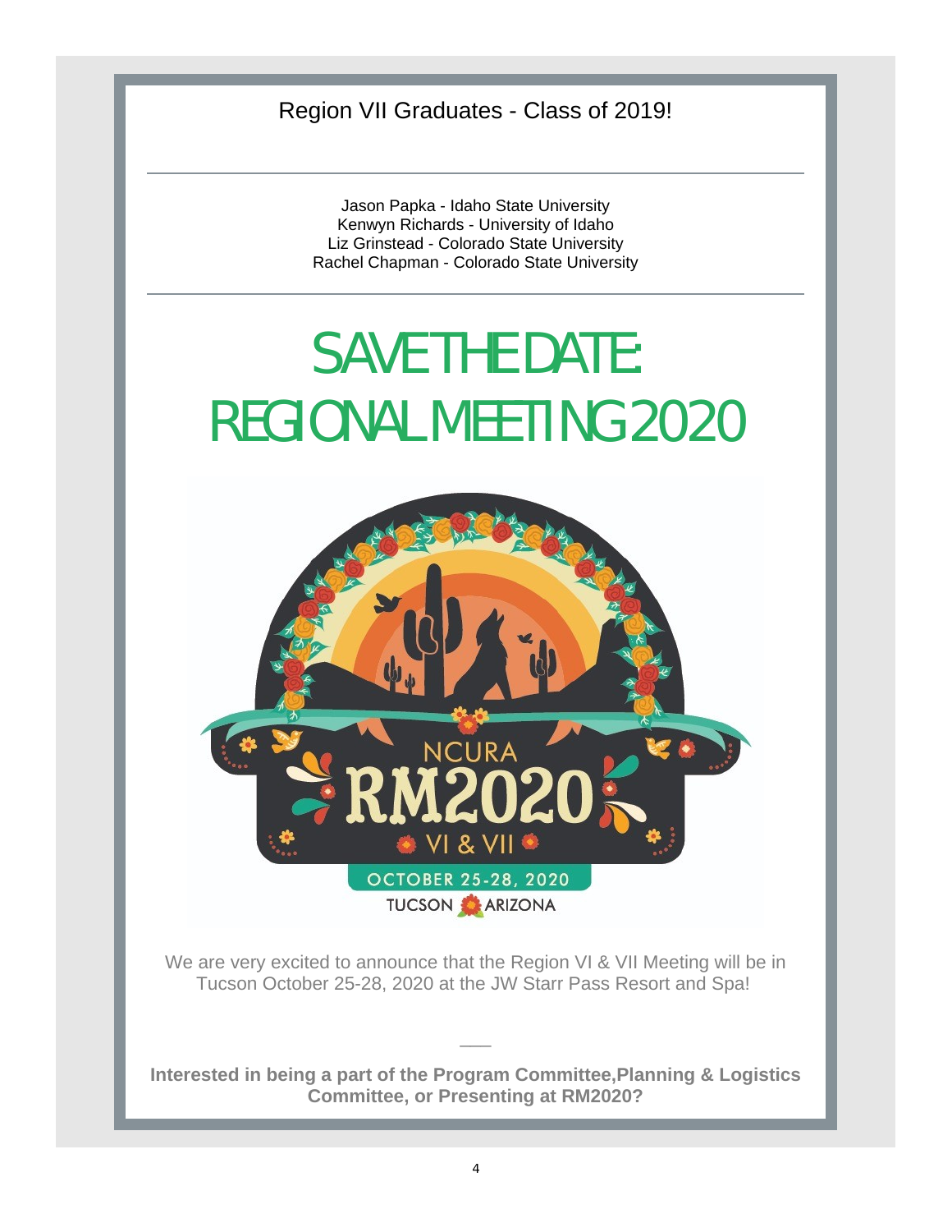## Region VII Graduates - Class of 2019!

---

Jason Papka - Idaho State University
Kenwyn Richards - University of Idaho
Liz Grinstead - Colorado State University
Rachel Chapman - Colorado State University

---

# SAVE THE DATE: REGIONAL MEETING 2020

NCURA RM2020 VI & VII
OCTOBER 25-28, 2020
TUCSON ARIZONA

We are very excited to announce that the Region VI & VII Meeting will be in Tucson October 25-28, 2020 at the JW Starr Pass Resort and Spa!

---

**Interested in being a part of the Program Committee,Planning & Logistics Committee, or Presenting at RM2020?**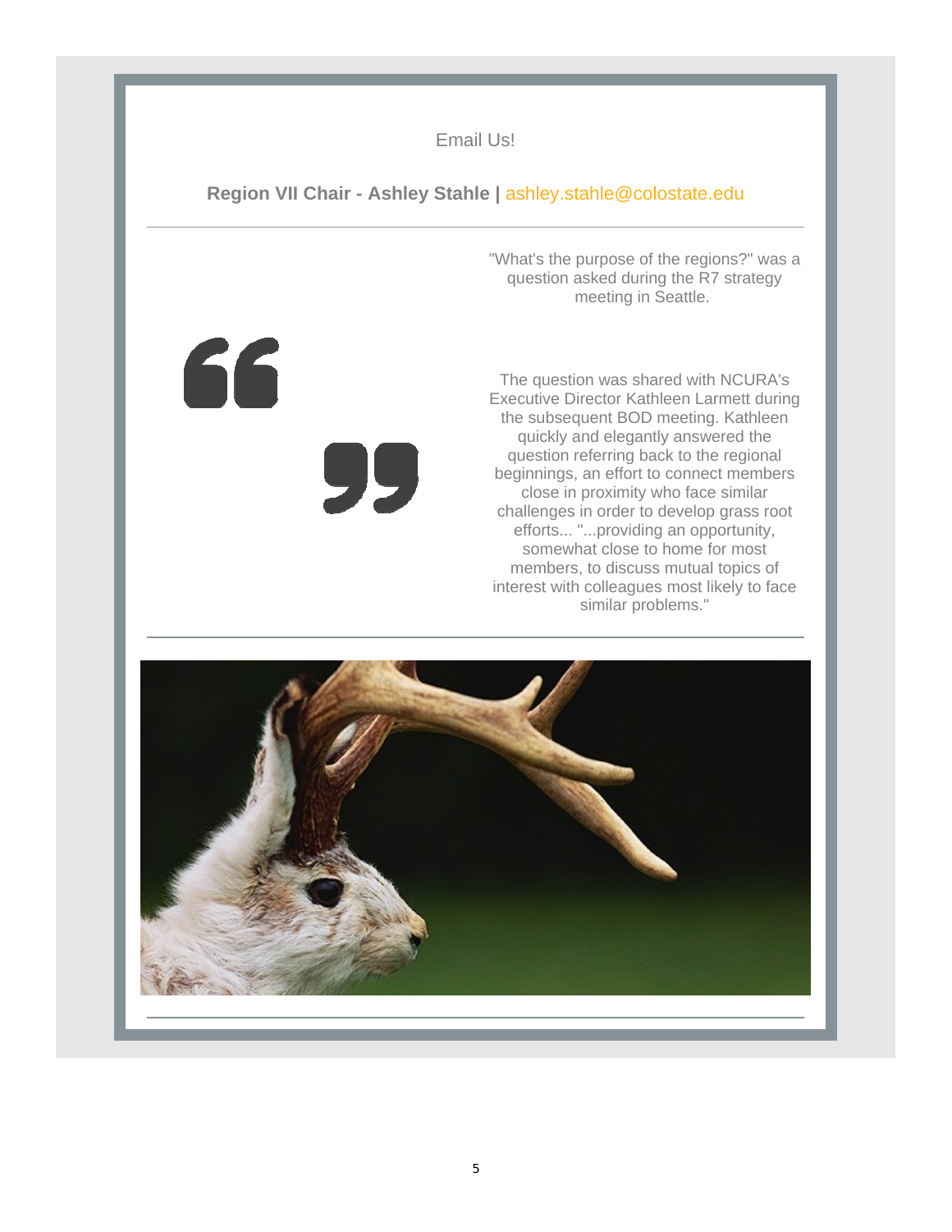Email Us!

**Region VII Chair - Ashley Stahle |** ashley.stahle@colostate.edu

---

"What's the purpose of the regions?" was a question asked during the R7 strategy meeting in Seattle.

The question was shared with NCURA's Executive Director Kathleen Larmett during the subsequent BOD meeting. Kathleen quickly and elegantly answered the question referring back to the regional beginnings, an effort to connect members close in proximity who face similar challenges in order to develop grass root efforts... "...providing an opportunity, somewhat close to home for most members, to discuss mutual topics of interest with colleagues most likely to face similar problems."

---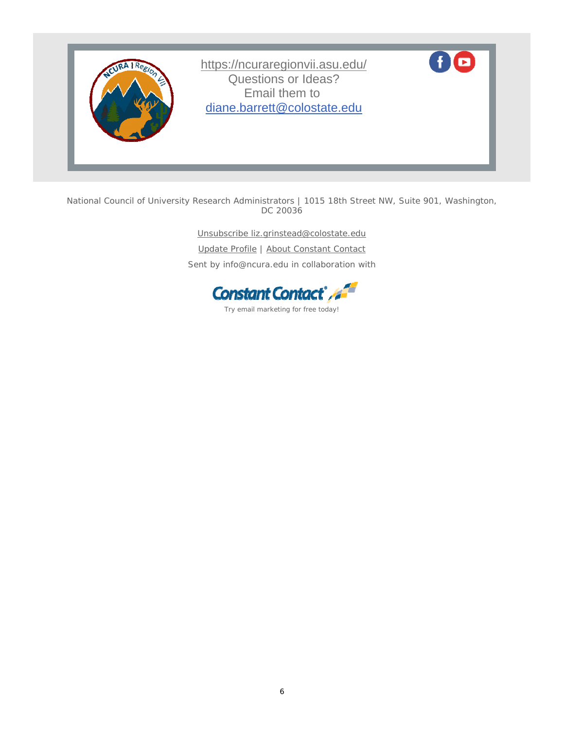https://ncuraregionvii.asu.edu/
Questions or Ideas?
Email them to
diane.barrett@colostate.edu

National Council of University Research Administrators | 1015 18th Street NW, Suite 901, Washington, DC 20036

Unsubscribe liz.grinstead@colostate.edu

Update Profile | About Constant Contact

Sent by info@ncura.edu in collaboration with

Constant Contact

Try email marketing for free today!